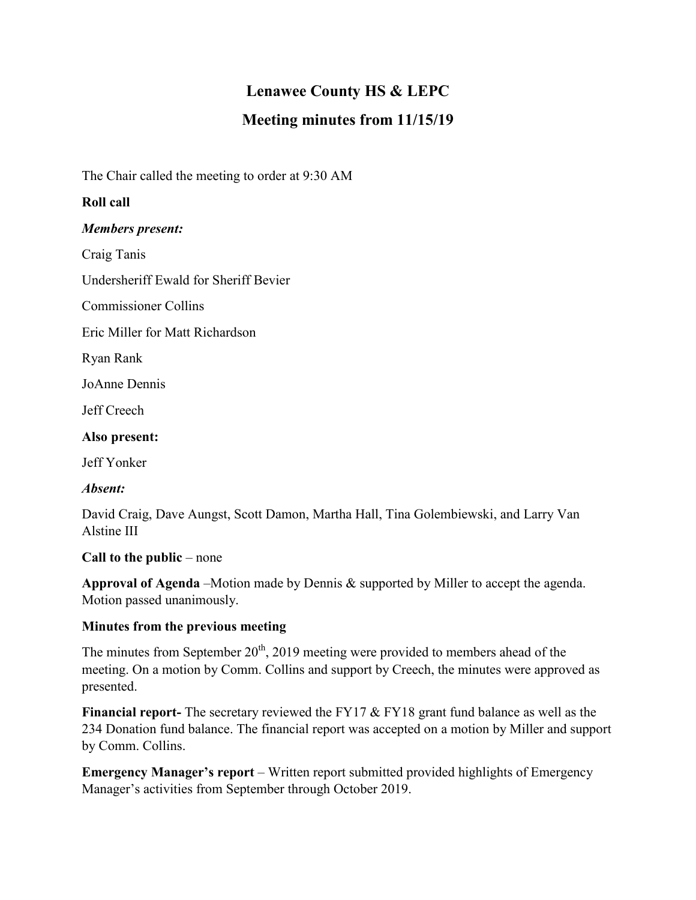# Lenawee County HS & LEPC

## Meeting minutes from 11/15/19

The Chair called the meeting to order at 9:30 AM

**Roll call**

***Members present:***

Craig Tanis

Undersheriff Ewald for Sheriff Bevier

Commissioner Collins

Eric Miller for Matt Richardson

Ryan Rank

JoAnne Dennis

Jeff Creech

**Also present:**

Jeff Yonker

***Absent:***

David Craig, Dave Aungst, Scott Damon, Martha Hall, Tina Golembiewski, and Larry Van Alstine III

**Call to the public** – none

**Approval of Agenda** –Motion made by Dennis & supported by Miller to accept the agenda. Motion passed unanimously.

**Minutes from the previous meeting**

The minutes from September 20th, 2019 meeting were provided to members ahead of the meeting. On a motion by Comm. Collins and support by Creech, the minutes were approved as presented.

**Financial report-** The secretary reviewed the FY17 & FY18 grant fund balance as well as the 234 Donation fund balance. The financial report was accepted on a motion by Miller and support by Comm. Collins.

**Emergency Manager's report** – Written report submitted provided highlights of Emergency Manager's activities from September through October 2019.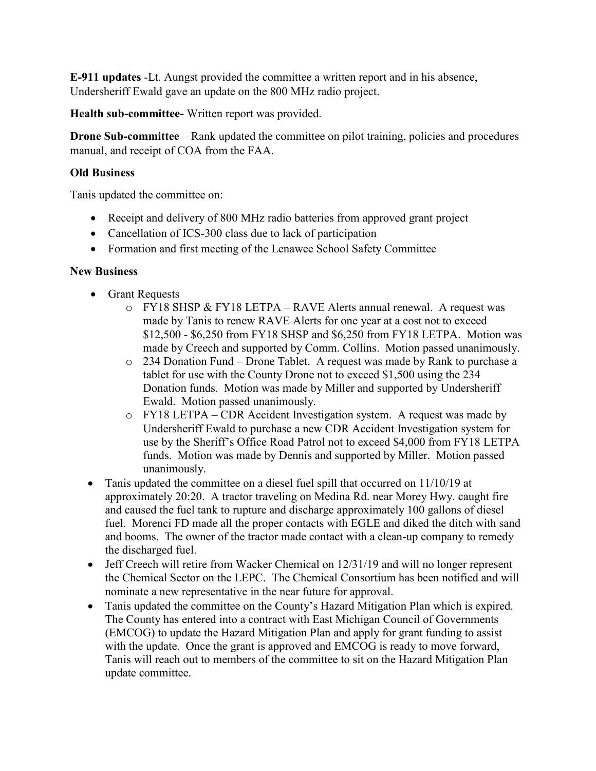**E-911 updates** -Lt. Aungst provided the committee a written report and in his absence, Undersheriff Ewald gave an update on the 800 MHz radio project.

**Health sub-committee-** Written report was provided.

**Drone Sub-committee** – Rank updated the committee on pilot training, policies and procedures manual, and receipt of COA from the FAA.

**Old Business**

Tanis updated the committee on:

- Receipt and delivery of 800 MHz radio batteries from approved grant project
- Cancellation of ICS-300 class due to lack of participation
- Formation and first meeting of the Lenawee School Safety Committee

**New Business**

- Grant Requests
  - FY18 SHSP & FY18 LETPA – RAVE Alerts annual renewal. A request was made by Tanis to renew RAVE Alerts for one year at a cost not to exceed $12,500 - $6,250 from FY18 SHSP and $6,250 from FY18 LETPA. Motion was made by Creech and supported by Comm. Collins. Motion passed unanimously.
  - 234 Donation Fund – Drone Tablet. A request was made by Rank to purchase a tablet for use with the County Drone not to exceed $1,500 using the 234 Donation funds. Motion was made by Miller and supported by Undersheriff Ewald. Motion passed unanimously.
  - FY18 LETPA – CDR Accident Investigation system. A request was made by Undersheriff Ewald to purchase a new CDR Accident Investigation system for use by the Sheriff's Office Road Patrol not to exceed $4,000 from FY18 LETPA funds. Motion was made by Dennis and supported by Miller. Motion passed unanimously.
- Tanis updated the committee on a diesel fuel spill that occurred on 11/10/19 at approximately 20:20. A tractor traveling on Medina Rd. near Morey Hwy. caught fire and caused the fuel tank to rupture and discharge approximately 100 gallons of diesel fuel. Morenci FD made all the proper contacts with EGLE and diked the ditch with sand and booms. The owner of the tractor made contact with a clean-up company to remedy the discharged fuel.
- Jeff Creech will retire from Wacker Chemical on 12/31/19 and will no longer represent the Chemical Sector on the LEPC. The Chemical Consortium has been notified and will nominate a new representative in the near future for approval.
- Tanis updated the committee on the County's Hazard Mitigation Plan which is expired. The County has entered into a contract with East Michigan Council of Governments (EMCOG) to update the Hazard Mitigation Plan and apply for grant funding to assist with the update. Once the grant is approved and EMCOG is ready to move forward, Tanis will reach out to members of the committee to sit on the Hazard Mitigation Plan update committee.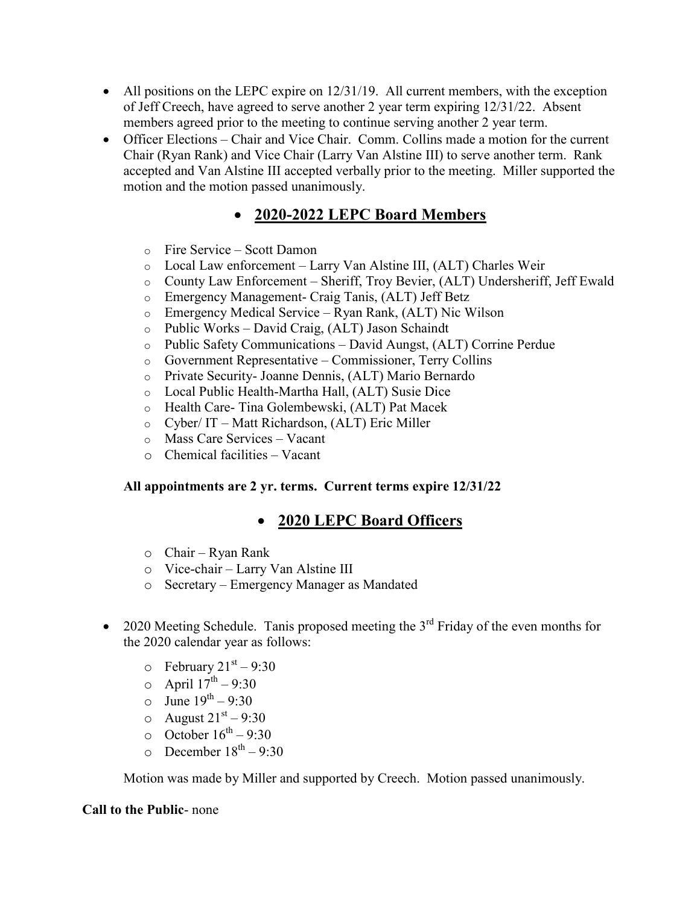- All positions on the LEPC expire on 12/31/19. All current members, with the exception of Jeff Creech, have agreed to serve another 2 year term expiring 12/31/22. Absent members agreed prior to the meeting to continue serving another 2 year term.
- Officer Elections – Chair and Vice Chair. Comm. Collins made a motion for the current Chair (Ryan Rank) and Vice Chair (Larry Van Alstine III) to serve another term. Rank accepted and Van Alstine III accepted verbally prior to the meeting. Miller supported the motion and the motion passed unanimously.

- **2020-2022 LEPC Board Members**

  - Fire Service – Scott Damon
  - Local Law enforcement – Larry Van Alstine III, (ALT) Charles Weir
  - County Law Enforcement – Sheriff, Troy Bevier, (ALT) Undersheriff, Jeff Ewald
  - Emergency Management- Craig Tanis, (ALT) Jeff Betz
  - Emergency Medical Service – Ryan Rank, (ALT) Nic Wilson
  - Public Works – David Craig, (ALT) Jason Schaindt
  - Public Safety Communications – David Aungst, (ALT) Corrine Perdue
  - Government Representative – Commissioner, Terry Collins
  - Private Security- Joanne Dennis, (ALT) Mario Bernardo
  - Local Public Health-Martha Hall, (ALT) Susie Dice
  - Health Care- Tina Golembewski, (ALT) Pat Macek
  - Cyber/ IT – Matt Richardson, (ALT) Eric Miller
  - Mass Care Services – Vacant
  - Chemical facilities – Vacant

  **All appointments are 2 yr. terms. Current terms expire 12/31/22**

- **2020 LEPC Board Officers**

  - Chair – Ryan Rank
  - Vice-chair – Larry Van Alstine III
  - Secretary – Emergency Manager as Mandated

- 2020 Meeting Schedule. Tanis proposed meeting the 3rd Friday of the even months for the 2020 calendar year as follows:

  - February 21st – 9:30
  - April 17th – 9:30
  - June 19th – 9:30
  - August 21st – 9:30
  - October 16th – 9:30
  - December 18th – 9:30

  Motion was made by Miller and supported by Creech. Motion passed unanimously.

**Call to the Public**- none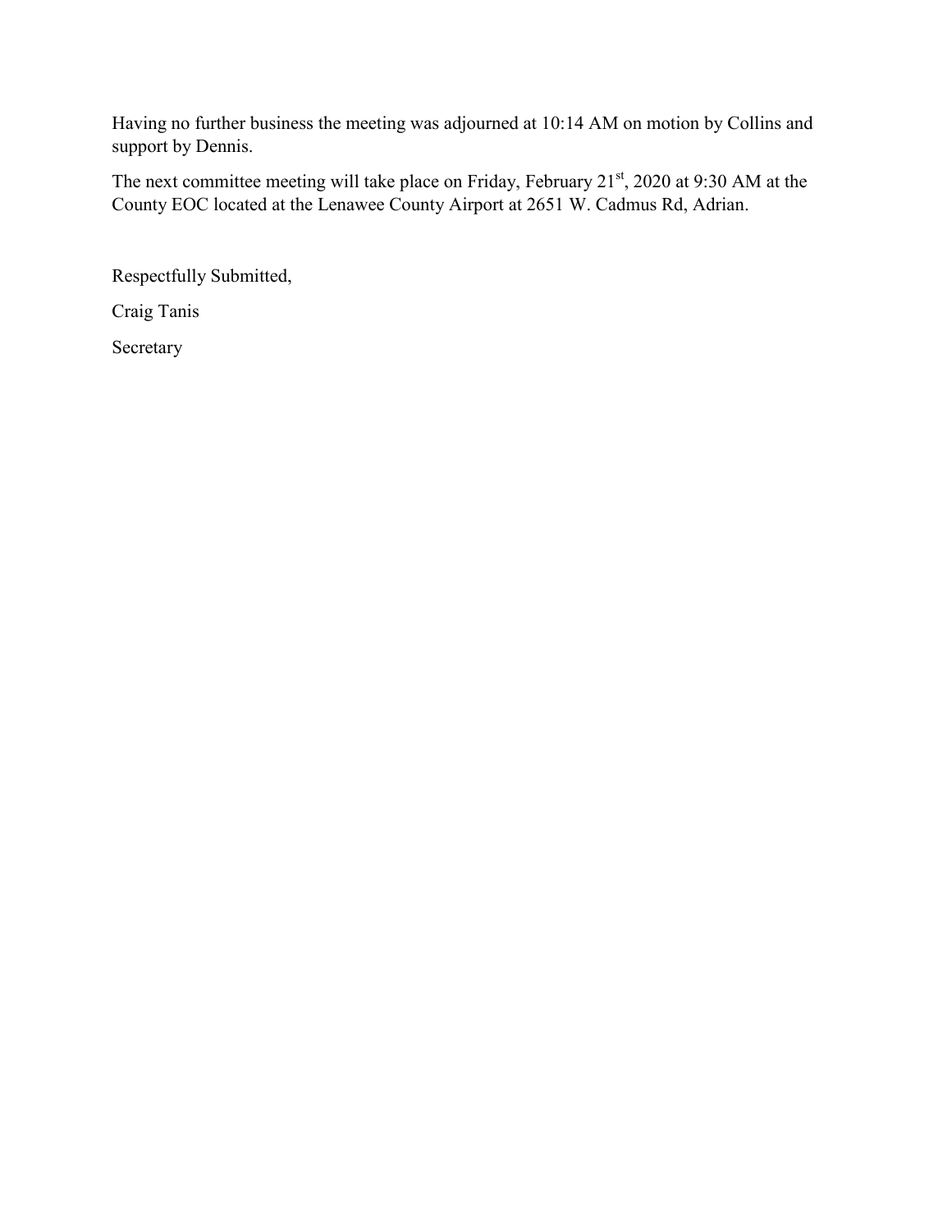Having no further business the meeting was adjourned at 10:14 AM on motion by Collins and support by Dennis.

The next committee meeting will take place on Friday, February 21st, 2020 at 9:30 AM at the County EOC located at the Lenawee County Airport at 2651 W. Cadmus Rd, Adrian.

Respectfully Submitted,

Craig Tanis

Secretary